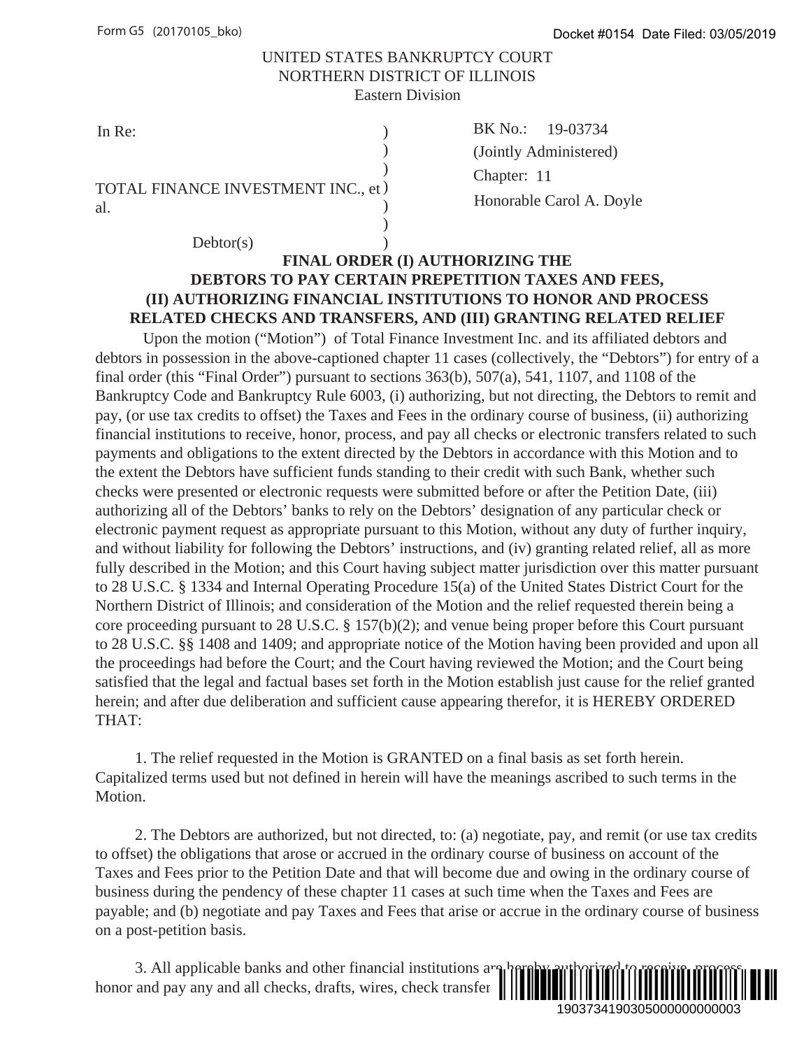UNITED STATES BANKRUPTCY COURT
NORTHERN DISTRICT OF ILLINOIS
Eastern Division

In Re:

TOTAL FINANCE INVESTMENT INC., et al.

Debtor(s)

BK No.: 19-03734
(Jointly Administered)
Chapter: 11
Honorable Carol A. Doyle

**FINAL ORDER (I) AUTHORIZING THE DEBTORS TO PAY CERTAIN PREPETITION TAXES AND FEES, (II) AUTHORIZING FINANCIAL INSTITUTIONS TO HONOR AND PROCESS RELATED CHECKS AND TRANSFERS, AND (III) GRANTING RELATED RELIEF**

Upon the motion ("Motion") of Total Finance Investment Inc. and its affiliated debtors and debtors in possession in the above-captioned chapter 11 cases (collectively, the "Debtors") for entry of a final order (this "Final Order") pursuant to sections 363(b), 507(a), 541, 1107, and 1108 of the Bankruptcy Code and Bankruptcy Rule 6003, (i) authorizing, but not directing, the Debtors to remit and pay, (or use tax credits to offset) the Taxes and Fees in the ordinary course of business, (ii) authorizing financial institutions to receive, honor, process, and pay all checks or electronic transfers related to such payments and obligations to the extent directed by the Debtors in accordance with this Motion and to the extent the Debtors have sufficient funds standing to their credit with such Bank, whether such checks were presented or electronic requests were submitted before or after the Petition Date, (iii) authorizing all of the Debtors' banks to rely on the Debtors' designation of any particular check or electronic payment request as appropriate pursuant to this Motion, without any duty of further inquiry, and without liability for following the Debtors' instructions, and (iv) granting related relief, all as more fully described in the Motion; and this Court having subject matter jurisdiction over this matter pursuant to 28 U.S.C. § 1334 and Internal Operating Procedure 15(a) of the United States District Court for the Northern District of Illinois; and consideration of the Motion and the relief requested therein being a core proceeding pursuant to 28 U.S.C. § 157(b)(2); and venue being proper before this Court pursuant to 28 U.S.C. §§ 1408 and 1409; and appropriate notice of the Motion having been provided and upon all the proceedings had before the Court; and the Court having reviewed the Motion; and the Court being satisfied that the legal and factual bases set forth in the Motion establish just cause for the relief granted herein; and after due deliberation and sufficient cause appearing therefor, it is HEREBY ORDERED THAT:

1. The relief requested in the Motion is GRANTED on a final basis as set forth herein. Capitalized terms used but not defined in herein will have the meanings ascribed to such terms in the Motion.

2. The Debtors are authorized, but not directed, to: (a) negotiate, pay, and remit (or use tax credits to offset) the obligations that arose or accrued in the ordinary course of business on account of the Taxes and Fees prior to the Petition Date and that will become due and owing in the ordinary course of business during the pendency of these chapter 11 cases at such time when the Taxes and Fees are payable; and (b) negotiate and pay Taxes and Fees that arise or accrue in the ordinary course of business on a post-petition basis.

3. All applicable banks and other financial institutions are hereby authorized to receive, process, honor and pay any and all checks, drafts, wires, check transfer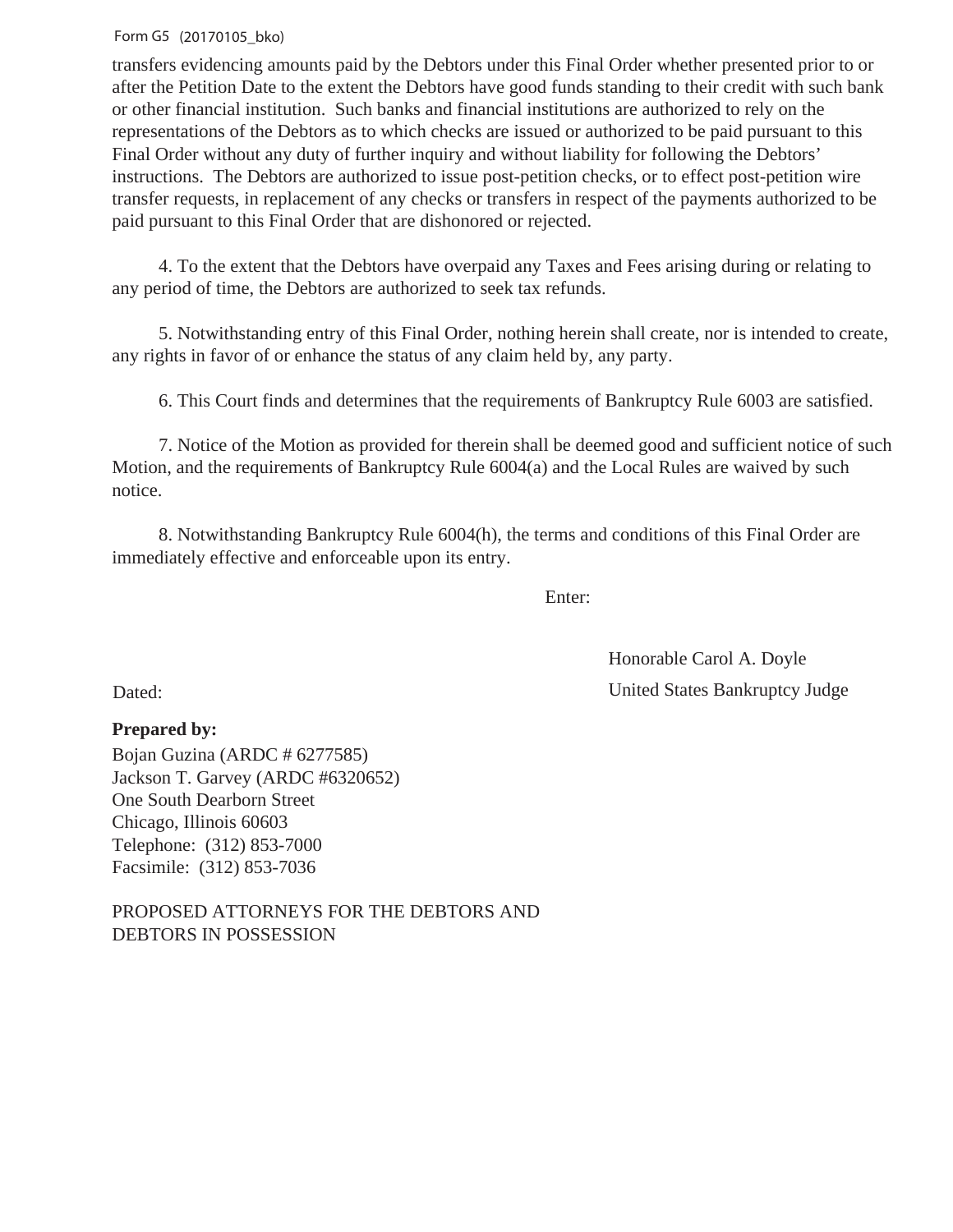transfers evidencing amounts paid by the Debtors under this Final Order whether presented prior to or after the Petition Date to the extent the Debtors have good funds standing to their credit with such bank or other financial institution. Such banks and financial institutions are authorized to rely on the representations of the Debtors as to which checks are issued or authorized to be paid pursuant to this Final Order without any duty of further inquiry and without liability for following the Debtors' instructions. The Debtors are authorized to issue post-petition checks, or to effect post-petition wire transfer requests, in replacement of any checks or transfers in respect of the payments authorized to be paid pursuant to this Final Order that are dishonored or rejected.

4. To the extent that the Debtors have overpaid any Taxes and Fees arising during or relating to any period of time, the Debtors are authorized to seek tax refunds.

5. Notwithstanding entry of this Final Order, nothing herein shall create, nor is intended to create, any rights in favor of or enhance the status of any claim held by, any party.

6. This Court finds and determines that the requirements of Bankruptcy Rule 6003 are satisfied.

7. Notice of the Motion as provided for therein shall be deemed good and sufficient notice of such Motion, and the requirements of Bankruptcy Rule 6004(a) and the Local Rules are waived by such notice.

8. Notwithstanding Bankruptcy Rule 6004(h), the terms and conditions of this Final Order are immediately effective and enforceable upon its entry.

Enter:

Honorable Carol A. Doyle
United States Bankruptcy Judge

Dated:

**Prepared by:**
Bojan Guzina (ARDC # 6277585)
Jackson T. Garvey (ARDC #6320652)
One South Dearborn Street
Chicago, Illinois 60603
Telephone: (312) 853-7000
Facsimile: (312) 853-7036

PROPOSED ATTORNEYS FOR THE DEBTORS AND DEBTORS IN POSSESSION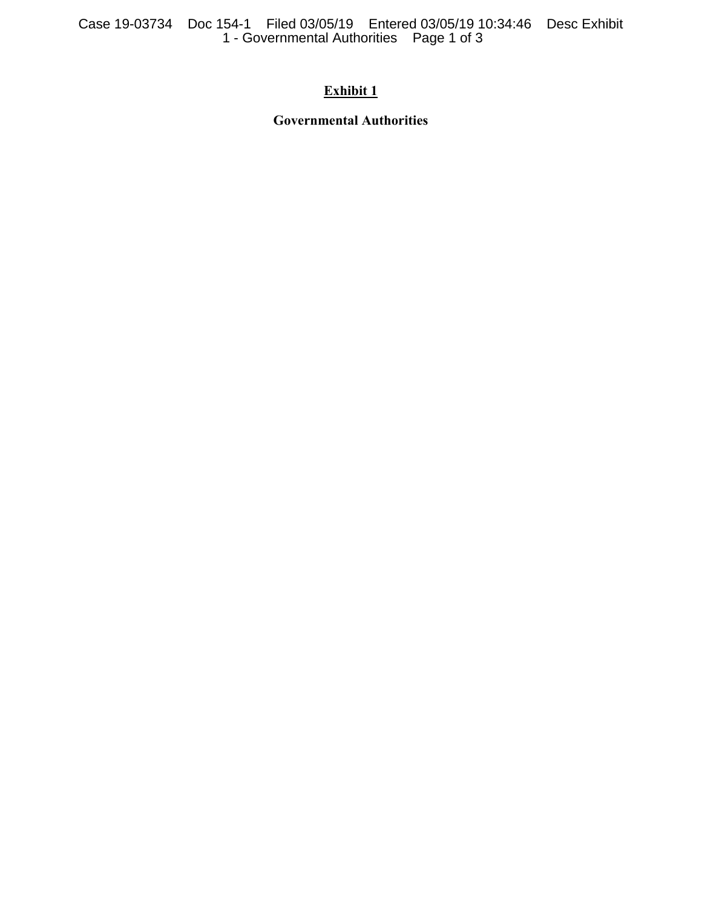**Exhibit 1**

**Governmental Authorities**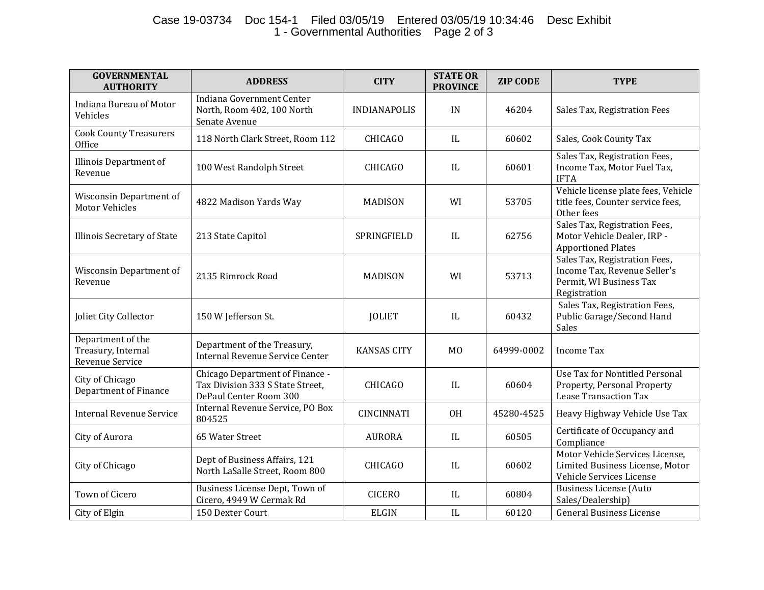| GOVERNMENTAL AUTHORITY | ADDRESS | CITY | STATE OR PROVINCE | ZIP CODE | TYPE |
|---|---|---|---|---|---|
| Indiana Bureau of Motor Vehicles | Indiana Government Center North, Room 402, 100 North Senate Avenue | INDIANAPOLIS | IN | 46204 | Sales Tax, Registration Fees |
| Cook County Treasurers Office | 118 North Clark Street, Room 112 | CHICAGO | IL | 60602 | Sales, Cook County Tax |
| Illinois Department of Revenue | 100 West Randolph Street | CHICAGO | IL | 60601 | Sales Tax, Registration Fees, Income Tax, Motor Fuel Tax, IFTA |
| Wisconsin Department of Motor Vehicles | 4822 Madison Yards Way | MADISON | WI | 53705 | Vehicle license plate fees, Vehicle title fees, Counter service fees, Other fees |
| Illinois Secretary of State | 213 State Capitol | SPRINGFIELD | IL | 62756 | Sales Tax, Registration Fees, Motor Vehicle Dealer, IRP - Apportioned Plates |
| Wisconsin Department of Revenue | 2135 Rimrock Road | MADISON | WI | 53713 | Sales Tax, Registration Fees, Income Tax, Revenue Seller's Permit, WI Business Tax Registration |
| Joliet City Collector | 150 W Jefferson St. | JOLIET | IL | 60432 | Sales Tax, Registration Fees, Public Garage/Second Hand Sales |
| Department of the Treasury, Internal Revenue Service | Department of the Treasury, Internal Revenue Service Center | KANSAS CITY | MO | 64999-0002 | Income Tax |
| City of Chicago Department of Finance | Chicago Department of Finance - Tax Division 333 S State Street, DePaul Center Room 300 | CHICAGO | IL | 60604 | Use Tax for Nontitled Personal Property, Personal Property Lease Transaction Tax |
| Internal Revenue Service | Internal Revenue Service, PO Box 804525 | CINCINNATI | OH | 45280-4525 | Heavy Highway Vehicle Use Tax |
| City of Aurora | 65 Water Street | AURORA | IL | 60505 | Certificate of Occupancy and Compliance |
| City of Chicago | Dept of Business Affairs, 121 North LaSalle Street, Room 800 | CHICAGO | IL | 60602 | Motor Vehicle Services License, Limited Business License, Motor Vehicle Services License |
| Town of Cicero | Business License Dept, Town of Cicero, 4949 W Cermak Rd | CICERO | IL | 60804 | Business License (Auto Sales/Dealership) |
| City of Elgin | 150 Dexter Court | ELGIN | IL | 60120 | General Business License |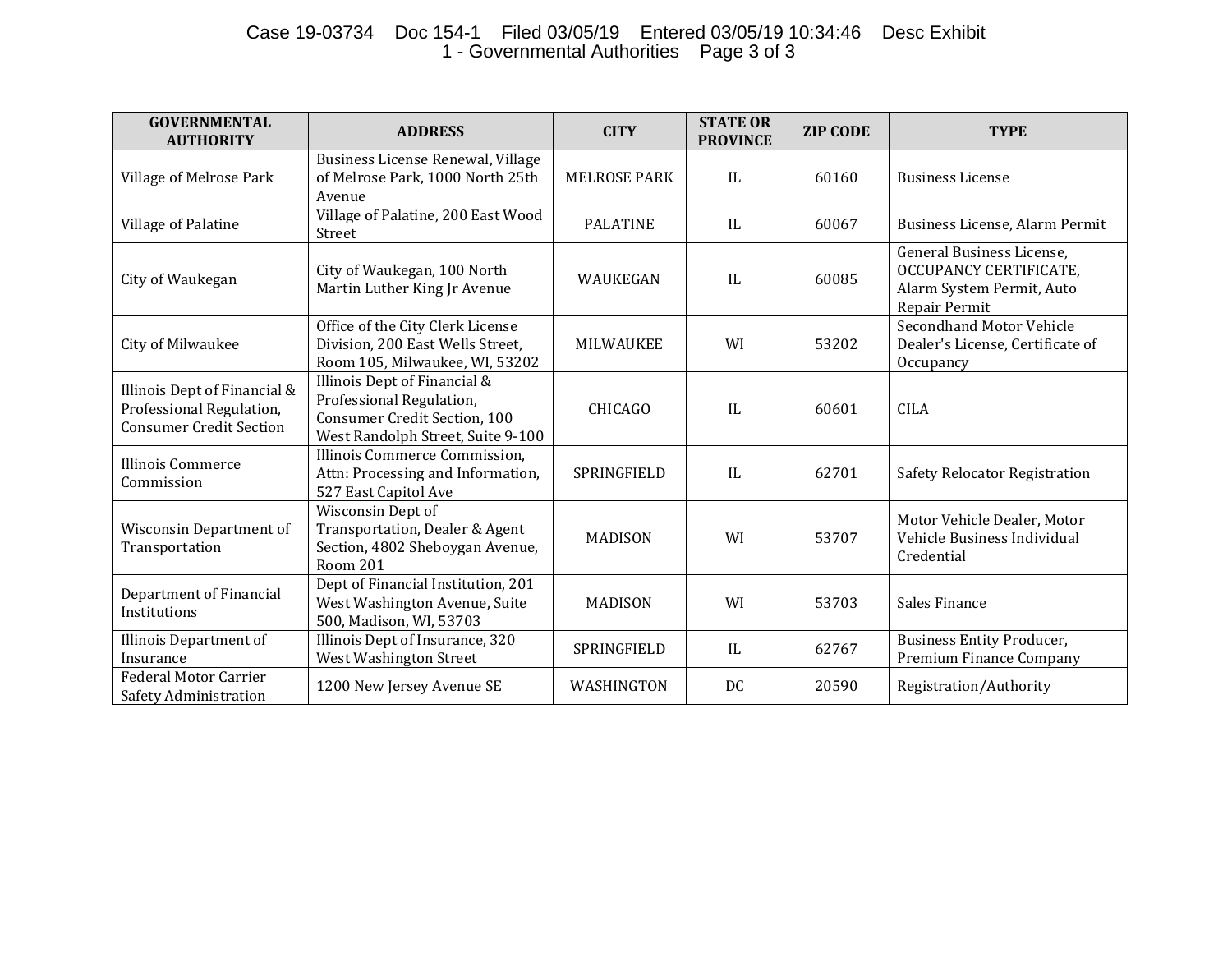| GOVERNMENTAL AUTHORITY | ADDRESS | CITY | STATE OR PROVINCE | ZIP CODE | TYPE |
| --- | --- | --- | --- | --- | --- |
| Village of Melrose Park | Business License Renewal, Village of Melrose Park, 1000 North 25th Avenue | MELROSE PARK | IL | 60160 | Business License |
| Village of Palatine | Village of Palatine, 200 East Wood Street | PALATINE | IL | 60067 | Business License, Alarm Permit |
| City of Waukegan | City of Waukegan, 100 North Martin Luther King Jr Avenue | WAUKEGAN | IL | 60085 | General Business License, OCCUPANCY CERTIFICATE, Alarm System Permit, Auto Repair Permit |
| City of Milwaukee | Office of the City Clerk License Division, 200 East Wells Street, Room 105, Milwaukee, WI, 53202 | MILWAUKEE | WI | 53202 | Secondhand Motor Vehicle Dealer's License, Certificate of Occupancy |
| Illinois Dept of Financial & Professional Regulation, Consumer Credit Section | Illinois Dept of Financial & Professional Regulation, Consumer Credit Section, 100 West Randolph Street, Suite 9-100 | CHICAGO | IL | 60601 | CILA |
| Illinois Commerce Commission | Illinois Commerce Commission, Attn: Processing and Information, 527 East Capitol Ave | SPRINGFIELD | IL | 62701 | Safety Relocator Registration |
| Wisconsin Department of Transportation | Wisconsin Dept of Transportation, Dealer & Agent Section, 4802 Sheboygan Avenue, Room 201 | MADISON | WI | 53707 | Motor Vehicle Dealer, Motor Vehicle Business Individual Credential |
| Department of Financial Institutions | Dept of Financial Institution, 201 West Washington Avenue, Suite 500, Madison, WI, 53703 | MADISON | WI | 53703 | Sales Finance |
| Illinois Department of Insurance | Illinois Dept of Insurance, 320 West Washington Street | SPRINGFIELD | IL | 62767 | Business Entity Producer, Premium Finance Company |
| Federal Motor Carrier Safety Administration | 1200 New Jersey Avenue SE | WASHINGTON | DC | 20590 | Registration/Authority |